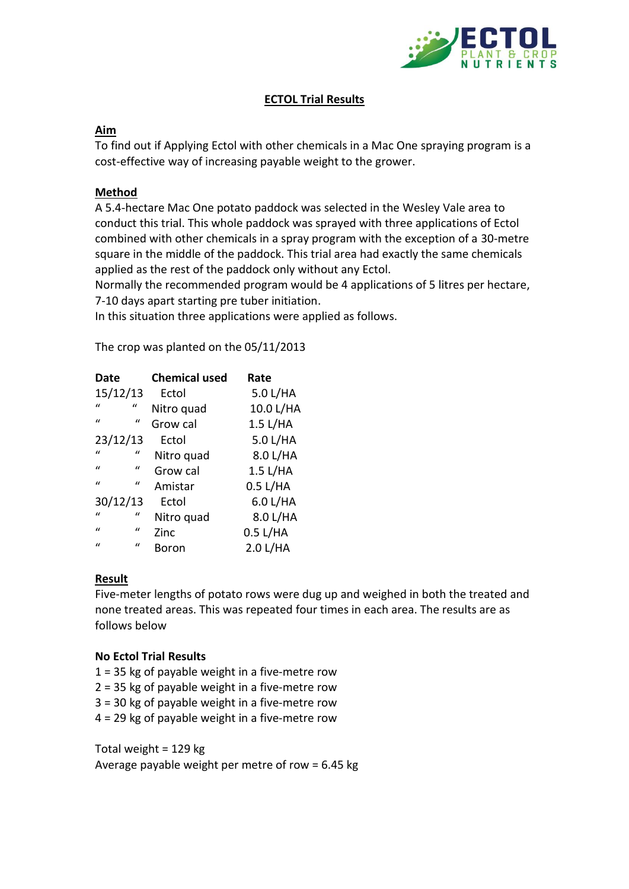# ECTOL Trial Results

## Aim

To find out if Applying Ectol with other chemicals in a Mac One spraying program is a cost-effective way of increasing payable weight to the grower.

## Method

A 5.4-hectare Mac One potato paddock was selected in the Wesley Vale area to conduct this trial. This whole paddock was sprayed with three applications of Ectol combined with other chemicals in a spray program with the exception of a 30-metre square in the middle of the paddock. This trial area had exactly the same chemicals applied as the rest of the paddock only without any Ectol.

Normally the recommended program would be 4 applications of 5 litres per hectare, 7-10 days apart starting pre tuber initiation.

In this situation three applications were applied as follows.

The crop was planted on the 05/11/2013

| Date | Chemical used | Rate |
|---|---|---|
| 15/12/13 | Ectol | 5.0 L/HA |
| " " | Nitro quad | 10.0 L/HA |
| " " | Grow cal | 1.5 L/HA |
| 23/12/13 | Ectol | 5.0 L/HA |
| " " | Nitro quad | 8.0 L/HA |
| " " | Grow cal | 1.5 L/HA |
| " " | Amistar | 0.5 L/HA |
| 30/12/13 | Ectol | 6.0 L/HA |
| " " | Nitro quad | 8.0 L/HA |
| " " | Zinc | 0.5 L/HA |
| " " | Boron | 2.0 L/HA |

## Result

Five-meter lengths of potato rows were dug up and weighed in both the treated and none treated areas. This was repeated four times in each area. The results are as follows below

**No Ectol Trial Results**

1 = 35 kg of payable weight in a five-metre row
2 = 35 kg of payable weight in a five-metre row
3 = 30 kg of payable weight in a five-metre row
4 = 29 kg of payable weight in a five-metre row

Total weight = 129 kg
Average payable weight per metre of row = 6.45 kg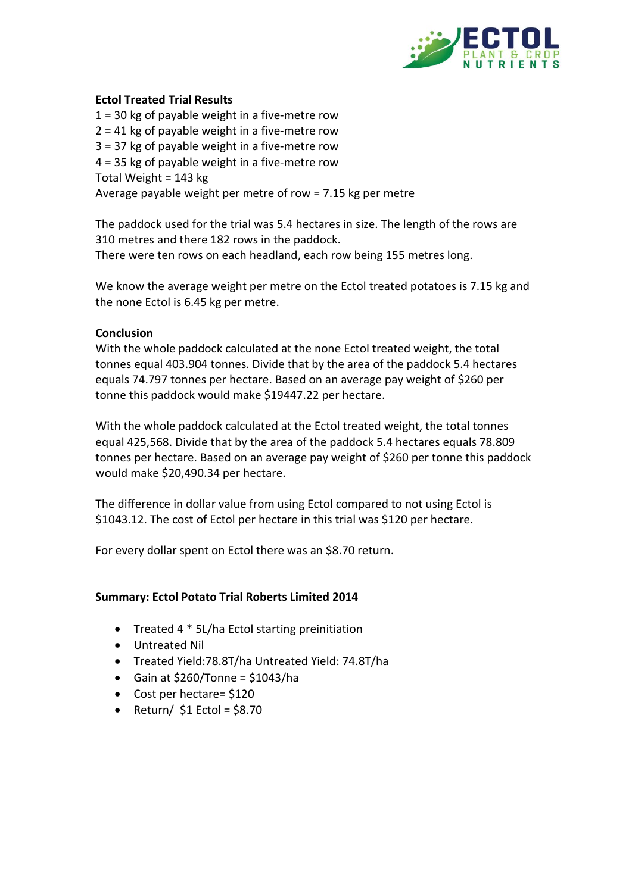**Ectol Treated Trial Results**

1 = 30 kg of payable weight in a five-metre row
2 = 41 kg of payable weight in a five-metre row
3 = 37 kg of payable weight in a five-metre row
4 = 35 kg of payable weight in a five-metre row
Total Weight = 143 kg
Average payable weight per metre of row = 7.15 kg per metre

The paddock used for the trial was 5.4 hectares in size. The length of the rows are 310 metres and there 182 rows in the paddock.
There were ten rows on each headland, each row being 155 metres long.

We know the average weight per metre on the Ectol treated potatoes is 7.15 kg and the none Ectol is 6.45 kg per metre.

**<u>Conclusion</u>**

With the whole paddock calculated at the none Ectol treated weight, the total tonnes equal 403.904 tonnes. Divide that by the area of the paddock 5.4 hectares equals 74.797 tonnes per hectare. Based on an average pay weight of $260 per tonne this paddock would make $19447.22 per hectare.

With the whole paddock calculated at the Ectol treated weight, the total tonnes equal 425,568. Divide that by the area of the paddock 5.4 hectares equals 78.809 tonnes per hectare. Based on an average pay weight of $260 per tonne this paddock would make $20,490.34 per hectare.

The difference in dollar value from using Ectol compared to not using Ectol is $1043.12. The cost of Ectol per hectare in this trial was $120 per hectare.

For every dollar spent on Ectol there was an $8.70 return.

**Summary: Ectol Potato Trial Roberts Limited 2014**

- Treated 4 * 5L/ha Ectol starting preinitiation
- Untreated Nil
- Treated Yield:78.8T/ha Untreated Yield: 74.8T/ha
- Gain at $260/Tonne = $1043/ha
- Cost per hectare= $120
- Return/ $1 Ectol = $8.70